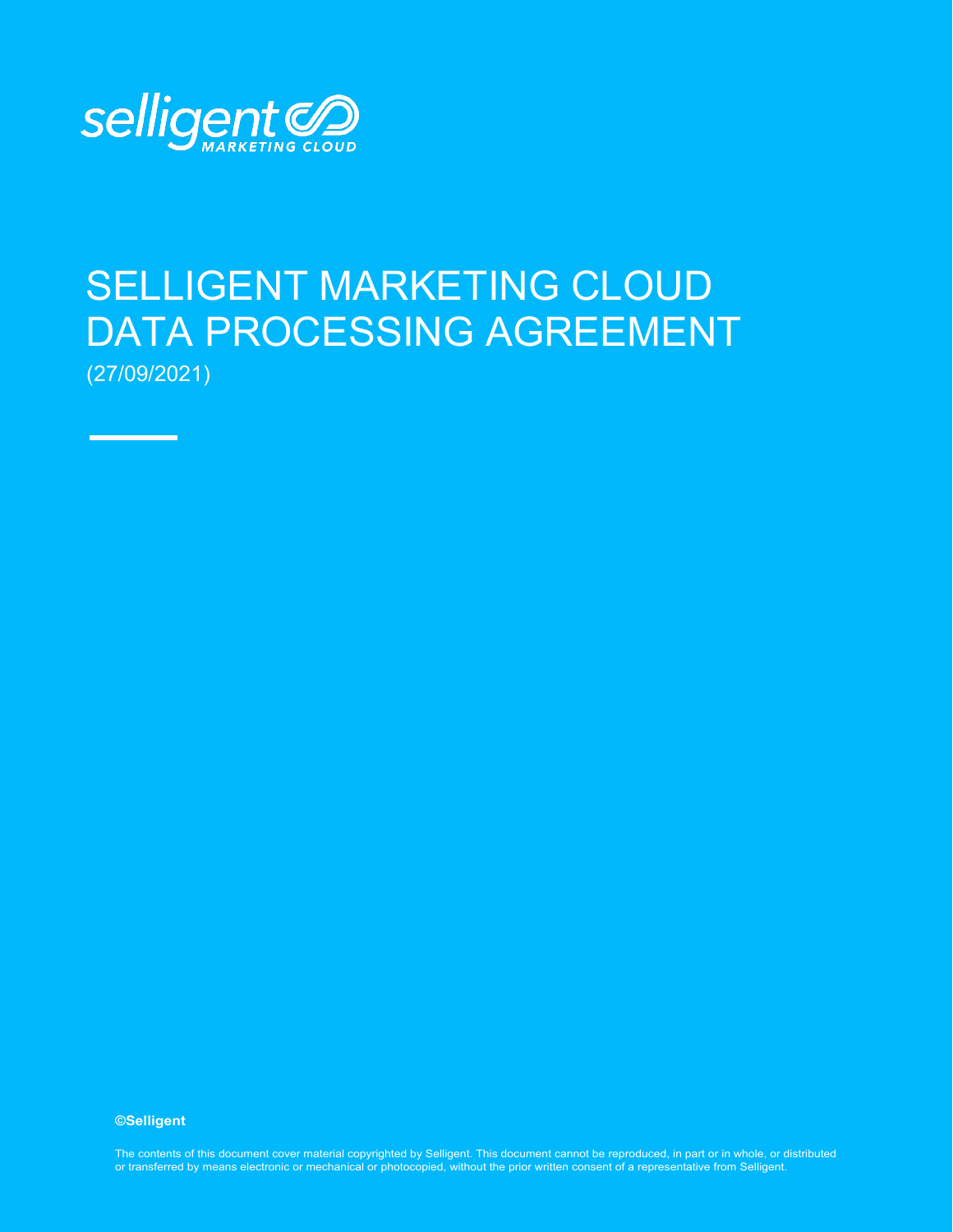# SELLIGENT MARKETING CLOUD DATA PROCESSING AGREEMENT

(27/09/2021)

**©Selligent**

The contents of this document cover material copyrighted by Selligent. This document cannot be reproduced, in part or in whole, or distributed or transferred by means electronic or mechanical or photocopied, without the prior written consent of a representative from Selligent.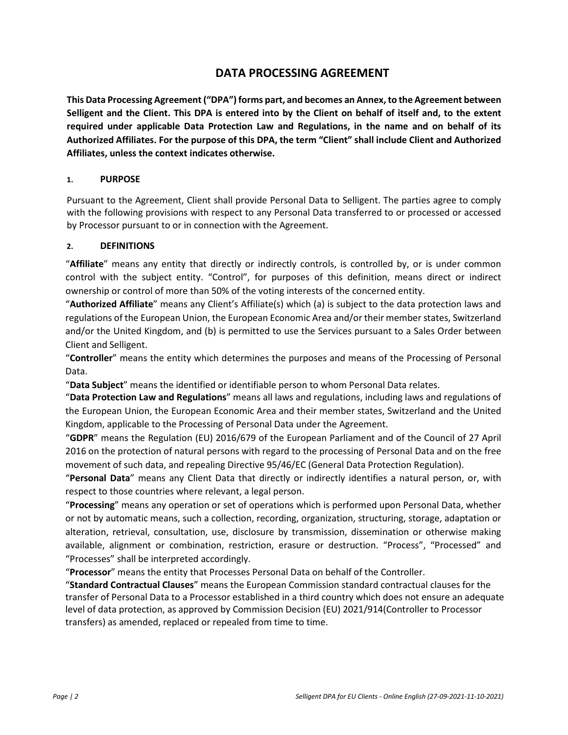# DATA PROCESSING AGREEMENT

**This Data Processing Agreement ("DPA") forms part, and becomes an Annex, to the Agreement between Selligent and the Client. This DPA is entered into by the Client on behalf of itself and, to the extent required under applicable Data Protection Law and Regulations, in the name and on behalf of its Authorized Affiliates. For the purpose of this DPA, the term "Client" shall include Client and Authorized Affiliates, unless the context indicates otherwise.**

## 1. PURPOSE

Pursuant to the Agreement, Client shall provide Personal Data to Selligent. The parties agree to comply with the following provisions with respect to any Personal Data transferred to or processed or accessed by Processor pursuant to or in connection with the Agreement.

## 2. DEFINITIONS

"**Affiliate**" means any entity that directly or indirectly controls, is controlled by, or is under common control with the subject entity. "Control", for purposes of this definition, means direct or indirect ownership or control of more than 50% of the voting interests of the concerned entity.

"**Authorized Affiliate**" means any Client's Affiliate(s) which (a) is subject to the data protection laws and regulations of the European Union, the European Economic Area and/or their member states, Switzerland and/or the United Kingdom, and (b) is permitted to use the Services pursuant to a Sales Order between Client and Selligent.

"**Controller**" means the entity which determines the purposes and means of the Processing of Personal Data.

"**Data Subject**" means the identified or identifiable person to whom Personal Data relates.

"**Data Protection Law and Regulations**" means all laws and regulations, including laws and regulations of the European Union, the European Economic Area and their member states, Switzerland and the United Kingdom, applicable to the Processing of Personal Data under the Agreement.

"**GDPR**" means the Regulation (EU) 2016/679 of the European Parliament and of the Council of 27 April 2016 on the protection of natural persons with regard to the processing of Personal Data and on the free movement of such data, and repealing Directive 95/46/EC (General Data Protection Regulation).

"**Personal Data**" means any Client Data that directly or indirectly identifies a natural person, or, with respect to those countries where relevant, a legal person.

"**Processing**" means any operation or set of operations which is performed upon Personal Data, whether or not by automatic means, such a collection, recording, organization, structuring, storage, adaptation or alteration, retrieval, consultation, use, disclosure by transmission, dissemination or otherwise making available, alignment or combination, restriction, erasure or destruction. "Process", "Processed" and "Processes" shall be interpreted accordingly.

"**Processor**" means the entity that Processes Personal Data on behalf of the Controller.

"**Standard Contractual Clauses**" means the European Commission standard contractual clauses for the transfer of Personal Data to a Processor established in a third country which does not ensure an adequate level of data protection, as approved by Commission Decision (EU) 2021/914(Controller to Processor transfers) as amended, replaced or repealed from time to time.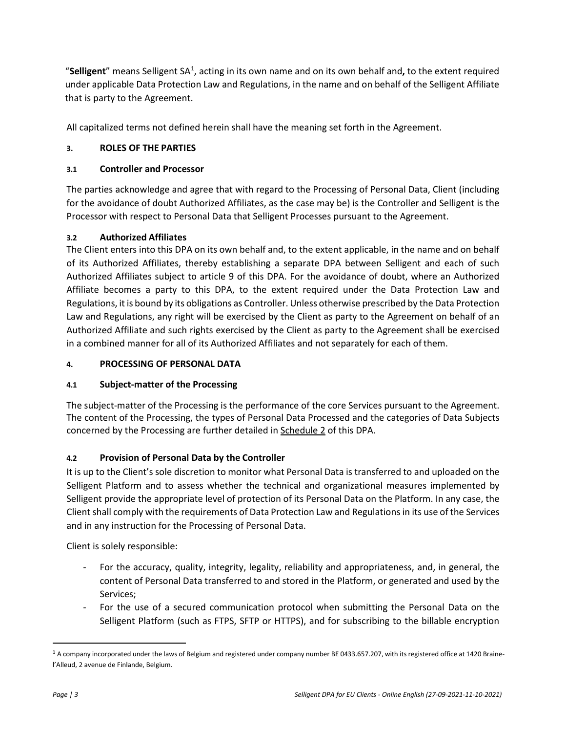"**Selligent**" means Selligent SA[1], acting in its own name and on its own behalf and**,** to the extent required under applicable Data Protection Law and Regulations, in the name and on behalf of the Selligent Affiliate that is party to the Agreement.

All capitalized terms not defined herein shall have the meaning set forth in the Agreement.

## 3. ROLES OF THE PARTIES

### 3.1 Controller and Processor

The parties acknowledge and agree that with regard to the Processing of Personal Data, Client (including for the avoidance of doubt Authorized Affiliates, as the case may be) is the Controller and Selligent is the Processor with respect to Personal Data that Selligent Processes pursuant to the Agreement.

### 3.2 Authorized Affiliates

The Client enters into this DPA on its own behalf and, to the extent applicable, in the name and on behalf of its Authorized Affiliates, thereby establishing a separate DPA between Selligent and each of such Authorized Affiliates subject to article 9 of this DPA. For the avoidance of doubt, where an Authorized Affiliate becomes a party to this DPA, to the extent required under the Data Protection Law and Regulations, it is bound by its obligations as Controller. Unless otherwise prescribed by the Data Protection Law and Regulations, any right will be exercised by the Client as party to the Agreement on behalf of an Authorized Affiliate and such rights exercised by the Client as party to the Agreement shall be exercised in a combined manner for all of its Authorized Affiliates and not separately for each of them.

## 4. PROCESSING OF PERSONAL DATA

### 4.1 Subject-matter of the Processing

The subject-matter of the Processing is the performance of the core Services pursuant to the Agreement. The content of the Processing, the types of Personal Data Processed and the categories of Data Subjects concerned by the Processing are further detailed in Schedule 2 of this DPA.

### 4.2 Provision of Personal Data by the Controller

It is up to the Client's sole discretion to monitor what Personal Data is transferred to and uploaded on the Selligent Platform and to assess whether the technical and organizational measures implemented by Selligent provide the appropriate level of protection of its Personal Data on the Platform. In any case, the Client shall comply with the requirements of Data Protection Law and Regulations in its use of the Services and in any instruction for the Processing of Personal Data.

Client is solely responsible:

- For the accuracy, quality, integrity, legality, reliability and appropriateness, and, in general, the content of Personal Data transferred to and stored in the Platform, or generated and used by the Services;
- For the use of a secured communication protocol when submitting the Personal Data on the Selligent Platform (such as FTPS, SFTP or HTTPS), and for subscribing to the billable encryption

[1] A company incorporated under the laws of Belgium and registered under company number BE 0433.657.207, with its registered office at 1420 Braine-l'Alleud, 2 avenue de Finlande, Belgium.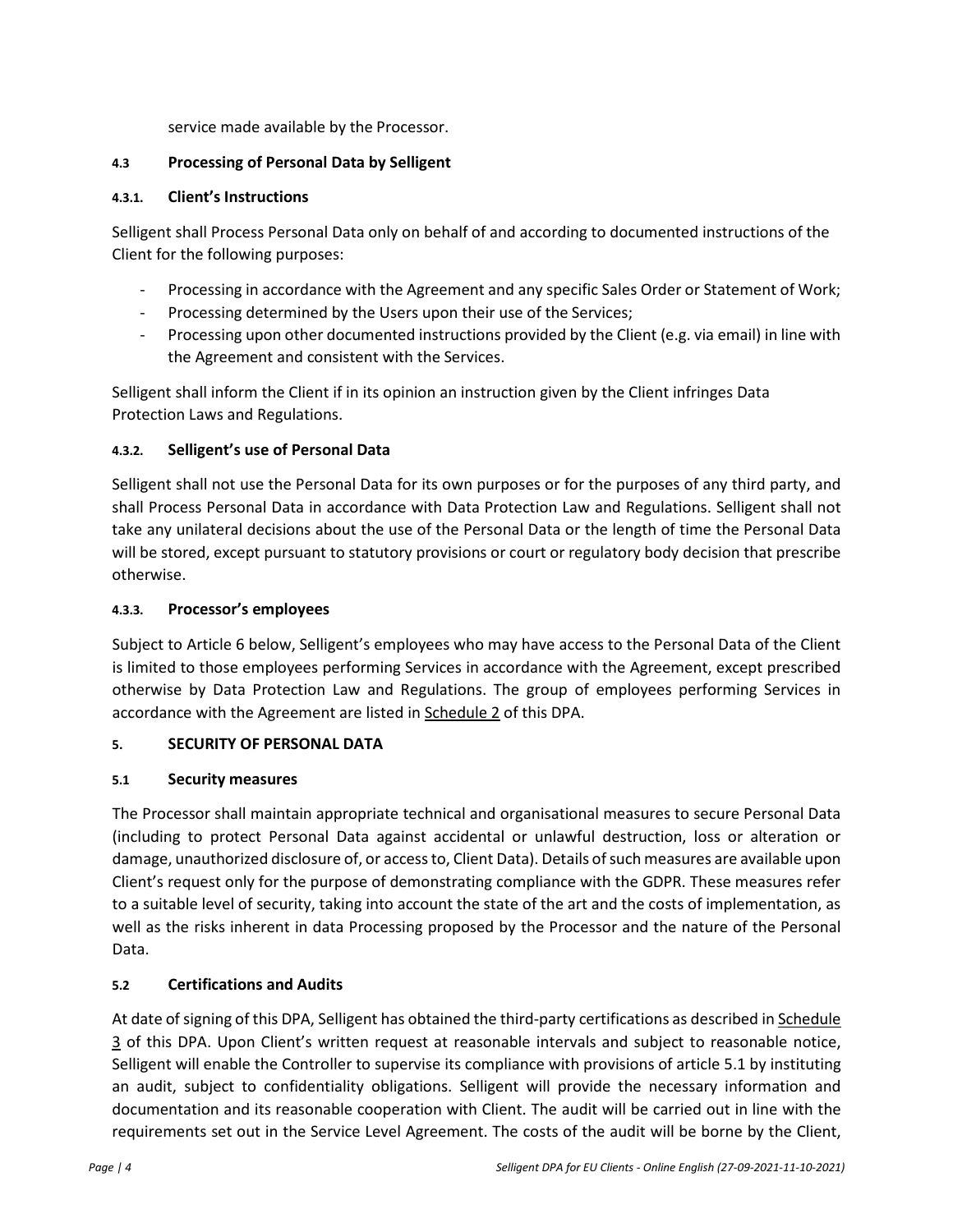service made available by the Processor.

### 4.3 Processing of Personal Data by Selligent

#### 4.3.1. Client's Instructions

Selligent shall Process Personal Data only on behalf of and according to documented instructions of the Client for the following purposes:

- Processing in accordance with the Agreement and any specific Sales Order or Statement of Work;
- Processing determined by the Users upon their use of the Services;
- Processing upon other documented instructions provided by the Client (e.g. via email) in line with the Agreement and consistent with the Services.

Selligent shall inform the Client if in its opinion an instruction given by the Client infringes Data Protection Laws and Regulations.

#### 4.3.2. Selligent's use of Personal Data

Selligent shall not use the Personal Data for its own purposes or for the purposes of any third party, and shall Process Personal Data in accordance with Data Protection Law and Regulations. Selligent shall not take any unilateral decisions about the use of the Personal Data or the length of time the Personal Data will be stored, except pursuant to statutory provisions or court or regulatory body decision that prescribe otherwise.

#### 4.3.3. Processor's employees

Subject to Article 6 below, Selligent's employees who may have access to the Personal Data of the Client is limited to those employees performing Services in accordance with the Agreement, except prescribed otherwise by Data Protection Law and Regulations. The group of employees performing Services in accordance with the Agreement are listed in Schedule 2 of this DPA.

## 5. SECURITY OF PERSONAL DATA

### 5.1 Security measures

The Processor shall maintain appropriate technical and organisational measures to secure Personal Data (including to protect Personal Data against accidental or unlawful destruction, loss or alteration or damage, unauthorized disclosure of, or access to, Client Data). Details of such measures are available upon Client's request only for the purpose of demonstrating compliance with the GDPR. These measures refer to a suitable level of security, taking into account the state of the art and the costs of implementation, as well as the risks inherent in data Processing proposed by the Processor and the nature of the Personal Data.

### 5.2 Certifications and Audits

At date of signing of this DPA, Selligent has obtained the third-party certifications as described in Schedule 3 of this DPA. Upon Client's written request at reasonable intervals and subject to reasonable notice, Selligent will enable the Controller to supervise its compliance with provisions of article 5.1 by instituting an audit, subject to confidentiality obligations. Selligent will provide the necessary information and documentation and its reasonable cooperation with Client. The audit will be carried out in line with the requirements set out in the Service Level Agreement. The costs of the audit will be borne by the Client,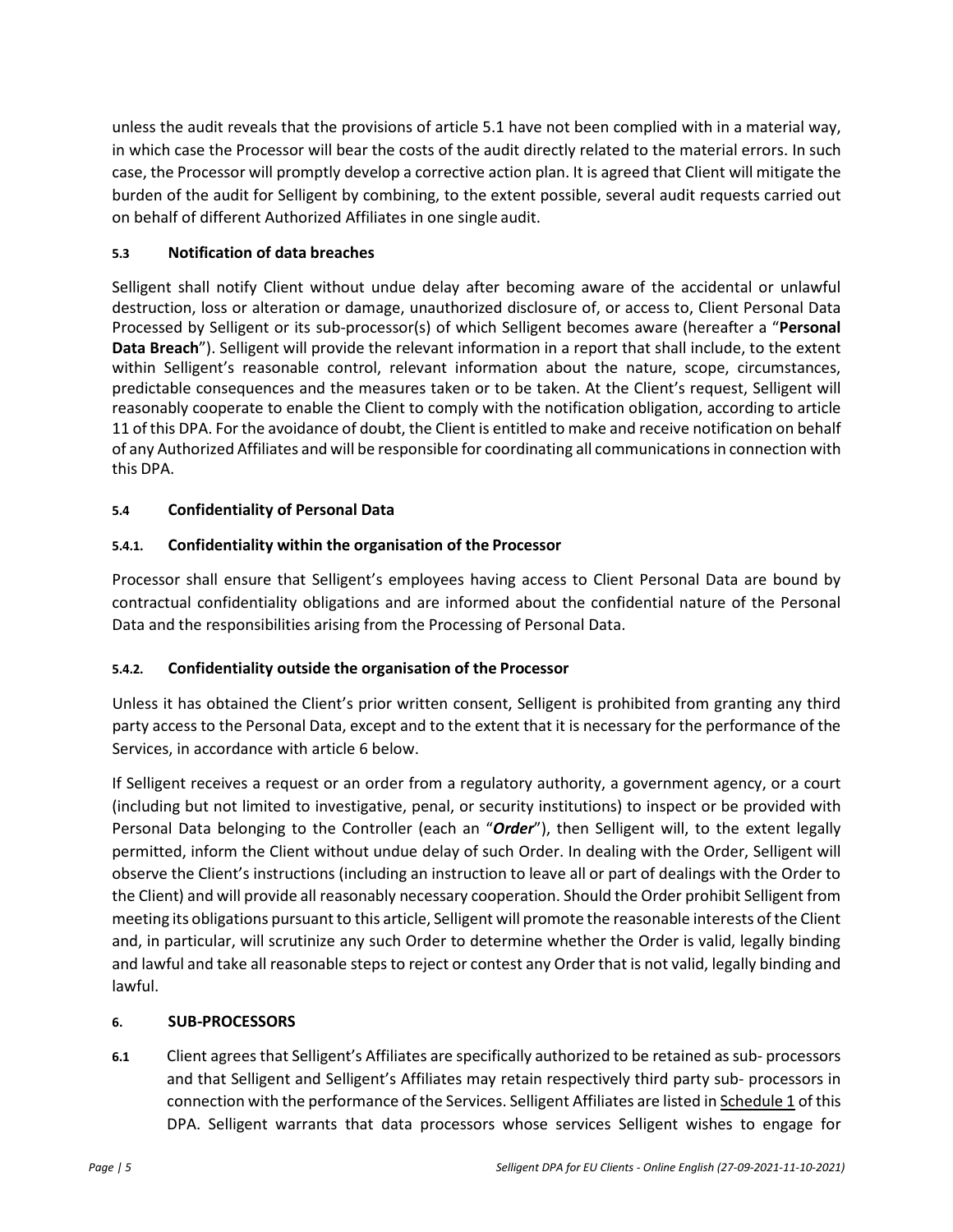unless the audit reveals that the provisions of article 5.1 have not been complied with in a material way, in which case the Processor will bear the costs of the audit directly related to the material errors. In such case, the Processor will promptly develop a corrective action plan. It is agreed that Client will mitigate the burden of the audit for Selligent by combining, to the extent possible, several audit requests carried out on behalf of different Authorized Affiliates in one single audit.

### 5.3 Notification of data breaches

Selligent shall notify Client without undue delay after becoming aware of the accidental or unlawful destruction, loss or alteration or damage, unauthorized disclosure of, or access to, Client Personal Data Processed by Selligent or its sub-processor(s) of which Selligent becomes aware (hereafter a "**Personal Data Breach**"). Selligent will provide the relevant information in a report that shall include, to the extent within Selligent's reasonable control, relevant information about the nature, scope, circumstances, predictable consequences and the measures taken or to be taken. At the Client's request, Selligent will reasonably cooperate to enable the Client to comply with the notification obligation, according to article 11 of this DPA. For the avoidance of doubt, the Client is entitled to make and receive notification on behalf of any Authorized Affiliates and will be responsible for coordinating all communications in connection with this DPA.

### 5.4 Confidentiality of Personal Data

#### 5.4.1. Confidentiality within the organisation of the Processor

Processor shall ensure that Selligent's employees having access to Client Personal Data are bound by contractual confidentiality obligations and are informed about the confidential nature of the Personal Data and the responsibilities arising from the Processing of Personal Data.

#### 5.4.2. Confidentiality outside the organisation of the Processor

Unless it has obtained the Client's prior written consent, Selligent is prohibited from granting any third party access to the Personal Data, except and to the extent that it is necessary for the performance of the Services, in accordance with article 6 below.

If Selligent receives a request or an order from a regulatory authority, a government agency, or a court (including but not limited to investigative, penal, or security institutions) to inspect or be provided with Personal Data belonging to the Controller (each an "***Order***"), then Selligent will, to the extent legally permitted, inform the Client without undue delay of such Order. In dealing with the Order, Selligent will observe the Client's instructions (including an instruction to leave all or part of dealings with the Order to the Client) and will provide all reasonably necessary cooperation. Should the Order prohibit Selligent from meeting its obligations pursuant to this article, Selligent will promote the reasonable interests of the Client and, in particular, will scrutinize any such Order to determine whether the Order is valid, legally binding and lawful and take all reasonable steps to reject or contest any Order that is not valid, legally binding and lawful.

## 6. SUB-PROCESSORS

**6.1** Client agrees that Selligent's Affiliates are specifically authorized to be retained as sub- processors and that Selligent and Selligent's Affiliates may retain respectively third party sub- processors in connection with the performance of the Services. Selligent Affiliates are listed in Schedule 1 of this DPA. Selligent warrants that data processors whose services Selligent wishes to engage for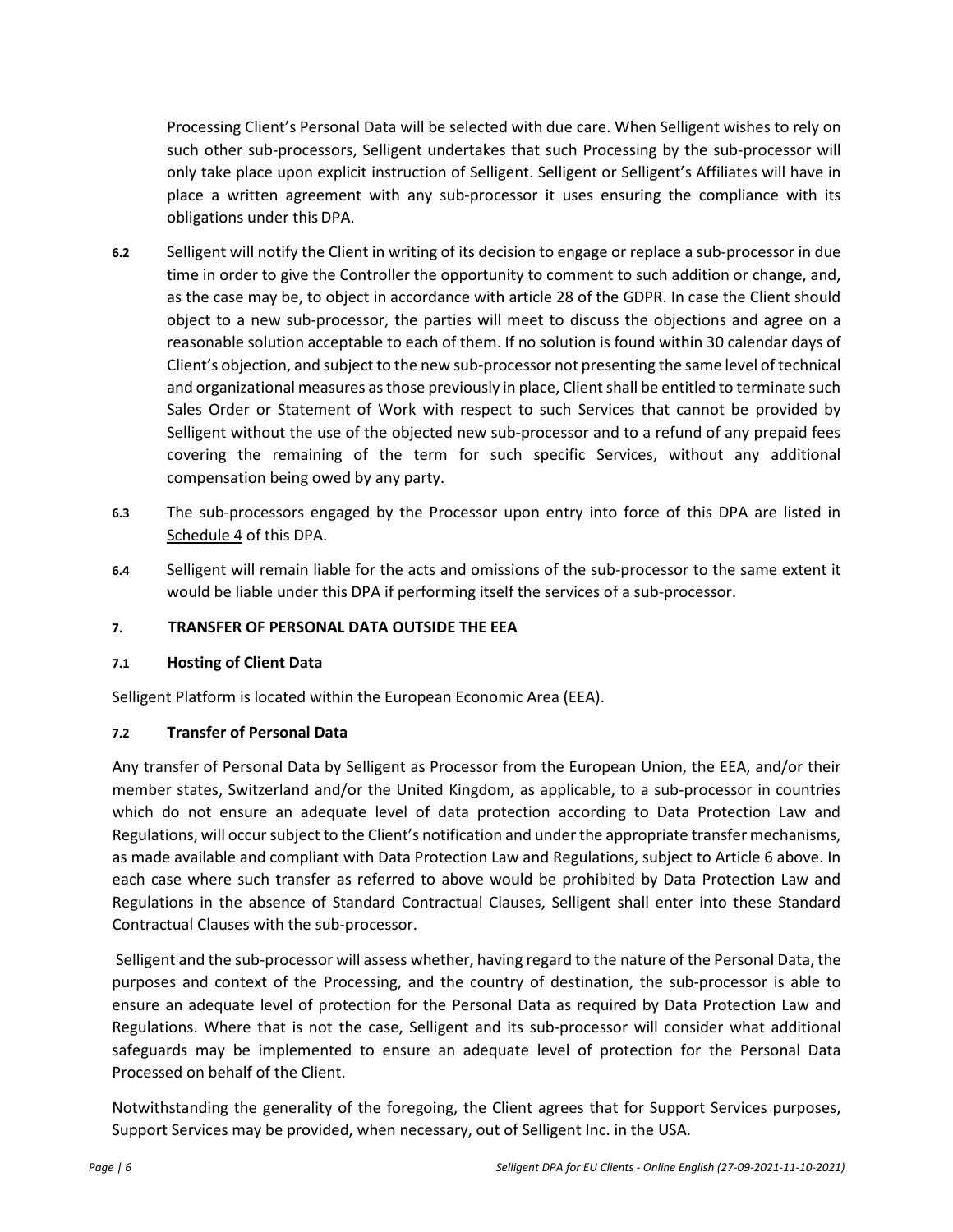Processing Client's Personal Data will be selected with due care. When Selligent wishes to rely on such other sub-processors, Selligent undertakes that such Processing by the sub-processor will only take place upon explicit instruction of Selligent. Selligent or Selligent's Affiliates will have in place a written agreement with any sub-processor it uses ensuring the compliance with its obligations under this DPA.

**6.2** Selligent will notify the Client in writing of its decision to engage or replace a sub-processor in due time in order to give the Controller the opportunity to comment to such addition or change, and, as the case may be, to object in accordance with article 28 of the GDPR. In case the Client should object to a new sub-processor, the parties will meet to discuss the objections and agree on a reasonable solution acceptable to each of them. If no solution is found within 30 calendar days of Client's objection, and subject to the new sub-processor not presenting the same level of technical and organizational measures as those previously in place, Client shall be entitled to terminate such Sales Order or Statement of Work with respect to such Services that cannot be provided by Selligent without the use of the objected new sub-processor and to a refund of any prepaid fees covering the remaining of the term for such specific Services, without any additional compensation being owed by any party.

**6.3** The sub-processors engaged by the Processor upon entry into force of this DPA are listed in Schedule 4 of this DPA.

**6.4** Selligent will remain liable for the acts and omissions of the sub-processor to the same extent it would be liable under this DPA if performing itself the services of a sub-processor.

## 7. TRANSFER OF PERSONAL DATA OUTSIDE THE EEA

### 7.1 Hosting of Client Data

Selligent Platform is located within the European Economic Area (EEA).

### 7.2 Transfer of Personal Data

Any transfer of Personal Data by Selligent as Processor from the European Union, the EEA, and/or their member states, Switzerland and/or the United Kingdom, as applicable, to a sub-processor in countries which do not ensure an adequate level of data protection according to Data Protection Law and Regulations, will occur subject to the Client's notification and under the appropriate transfer mechanisms, as made available and compliant with Data Protection Law and Regulations, subject to Article 6 above. In each case where such transfer as referred to above would be prohibited by Data Protection Law and Regulations in the absence of Standard Contractual Clauses, Selligent shall enter into these Standard Contractual Clauses with the sub-processor.

Selligent and the sub-processor will assess whether, having regard to the nature of the Personal Data, the purposes and context of the Processing, and the country of destination, the sub-processor is able to ensure an adequate level of protection for the Personal Data as required by Data Protection Law and Regulations. Where that is not the case, Selligent and its sub-processor will consider what additional safeguards may be implemented to ensure an adequate level of protection for the Personal Data Processed on behalf of the Client.

Notwithstanding the generality of the foregoing, the Client agrees that for Support Services purposes, Support Services may be provided, when necessary, out of Selligent Inc. in the USA.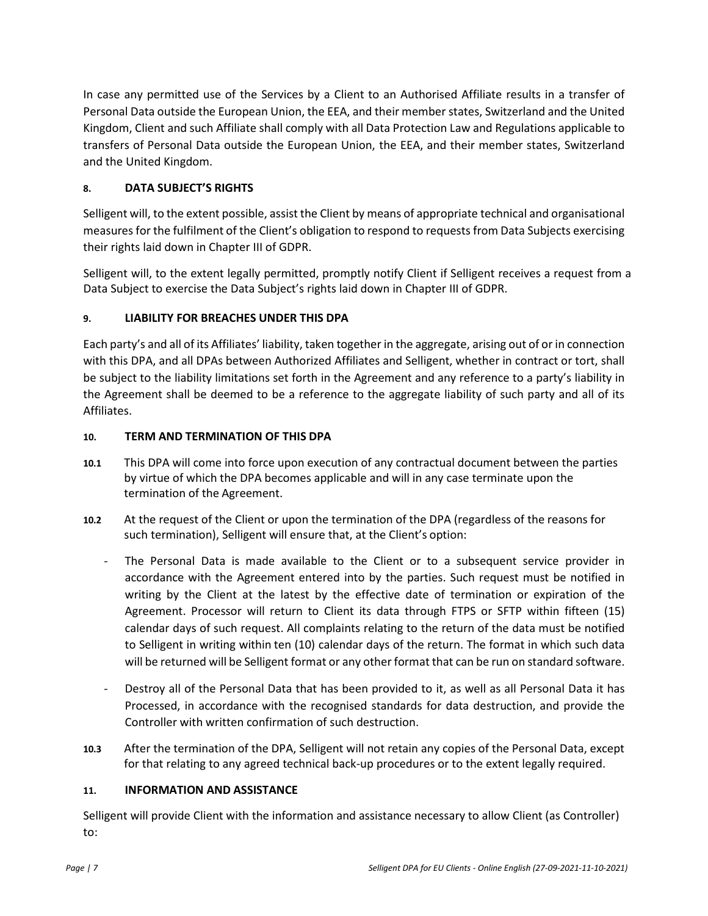In case any permitted use of the Services by a Client to an Authorised Affiliate results in a transfer of Personal Data outside the European Union, the EEA, and their member states, Switzerland and the United Kingdom, Client and such Affiliate shall comply with all Data Protection Law and Regulations applicable to transfers of Personal Data outside the European Union, the EEA, and their member states, Switzerland and the United Kingdom.

## 8. DATA SUBJECT'S RIGHTS

Selligent will, to the extent possible, assist the Client by means of appropriate technical and organisational measures for the fulfilment of the Client's obligation to respond to requests from Data Subjects exercising their rights laid down in Chapter III of GDPR.

Selligent will, to the extent legally permitted, promptly notify Client if Selligent receives a request from a Data Subject to exercise the Data Subject's rights laid down in Chapter III of GDPR.

## 9. LIABILITY FOR BREACHES UNDER THIS DPA

Each party's and all of its Affiliates' liability, taken together in the aggregate, arising out of or in connection with this DPA, and all DPAs between Authorized Affiliates and Selligent, whether in contract or tort, shall be subject to the liability limitations set forth in the Agreement and any reference to a party's liability in the Agreement shall be deemed to be a reference to the aggregate liability of such party and all of its Affiliates.

## 10. TERM AND TERMINATION OF THIS DPA

**10.1** This DPA will come into force upon execution of any contractual document between the parties by virtue of which the DPA becomes applicable and will in any case terminate upon the termination of the Agreement.

**10.2** At the request of the Client or upon the termination of the DPA (regardless of the reasons for such termination), Selligent will ensure that, at the Client's option:

- The Personal Data is made available to the Client or to a subsequent service provider in accordance with the Agreement entered into by the parties. Such request must be notified in writing by the Client at the latest by the effective date of termination or expiration of the Agreement. Processor will return to Client its data through FTPS or SFTP within fifteen (15) calendar days of such request. All complaints relating to the return of the data must be notified to Selligent in writing within ten (10) calendar days of the return. The format in which such data will be returned will be Selligent format or any other format that can be run on standard software.
- Destroy all of the Personal Data that has been provided to it, as well as all Personal Data it has Processed, in accordance with the recognised standards for data destruction, and provide the Controller with written confirmation of such destruction.

**10.3** After the termination of the DPA, Selligent will not retain any copies of the Personal Data, except for that relating to any agreed technical back-up procedures or to the extent legally required.

## 11. INFORMATION AND ASSISTANCE

Selligent will provide Client with the information and assistance necessary to allow Client (as Controller) to: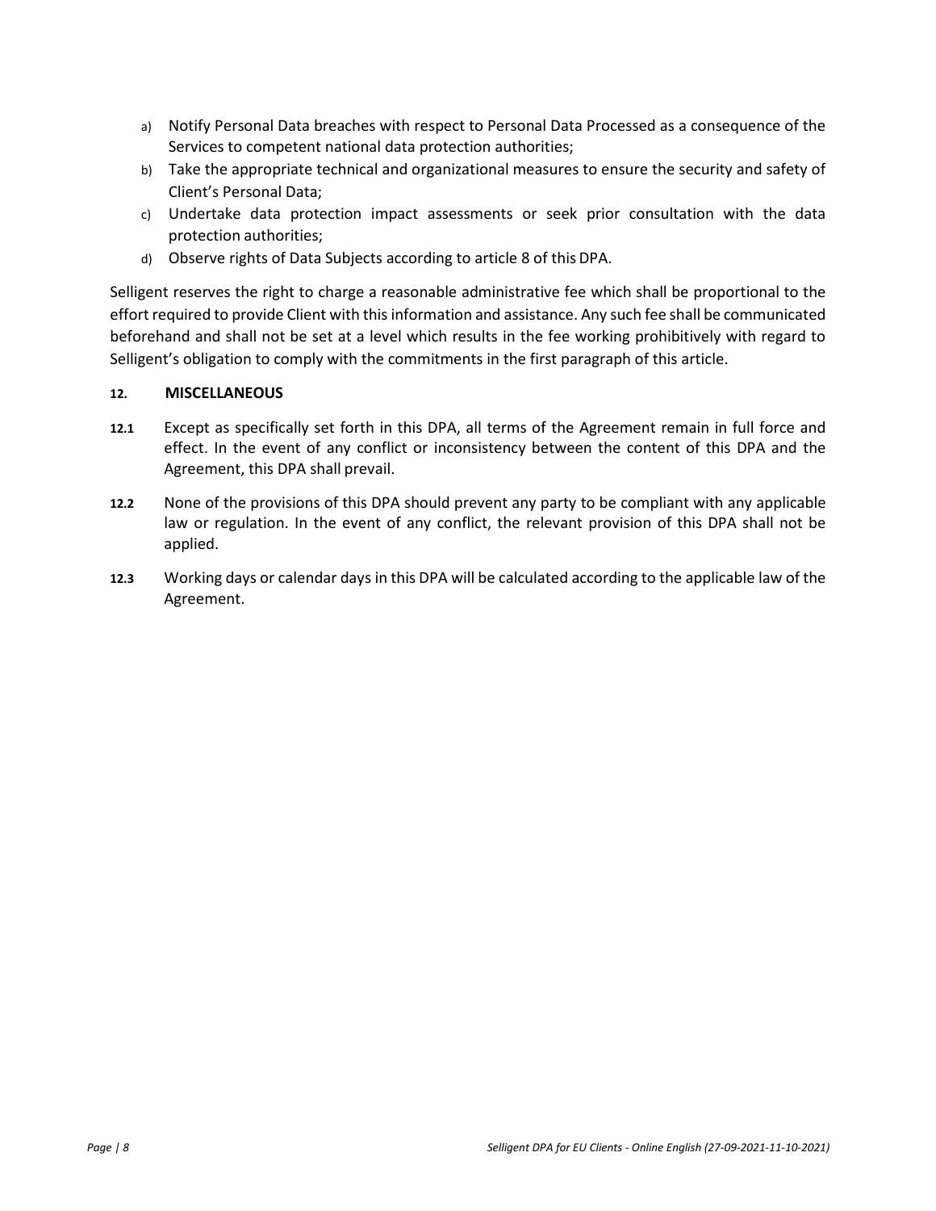a) Notify Personal Data breaches with respect to Personal Data Processed as a consequence of the Services to competent national data protection authorities;
b) Take the appropriate technical and organizational measures to ensure the security and safety of Client's Personal Data;
c) Undertake data protection impact assessments or seek prior consultation with the data protection authorities;
d) Observe rights of Data Subjects according to article 8 of this DPA.

Selligent reserves the right to charge a reasonable administrative fee which shall be proportional to the effort required to provide Client with this information and assistance. Any such fee shall be communicated beforehand and shall not be set at a level which results in the fee working prohibitively with regard to Selligent's obligation to comply with the commitments in the first paragraph of this article.

## 12. MISCELLANEOUS

**12.1** Except as specifically set forth in this DPA, all terms of the Agreement remain in full force and effect. In the event of any conflict or inconsistency between the content of this DPA and the Agreement, this DPA shall prevail.

**12.2** None of the provisions of this DPA should prevent any party to be compliant with any applicable law or regulation. In the event of any conflict, the relevant provision of this DPA shall not be applied.

**12.3** Working days or calendar days in this DPA will be calculated according to the applicable law of the Agreement.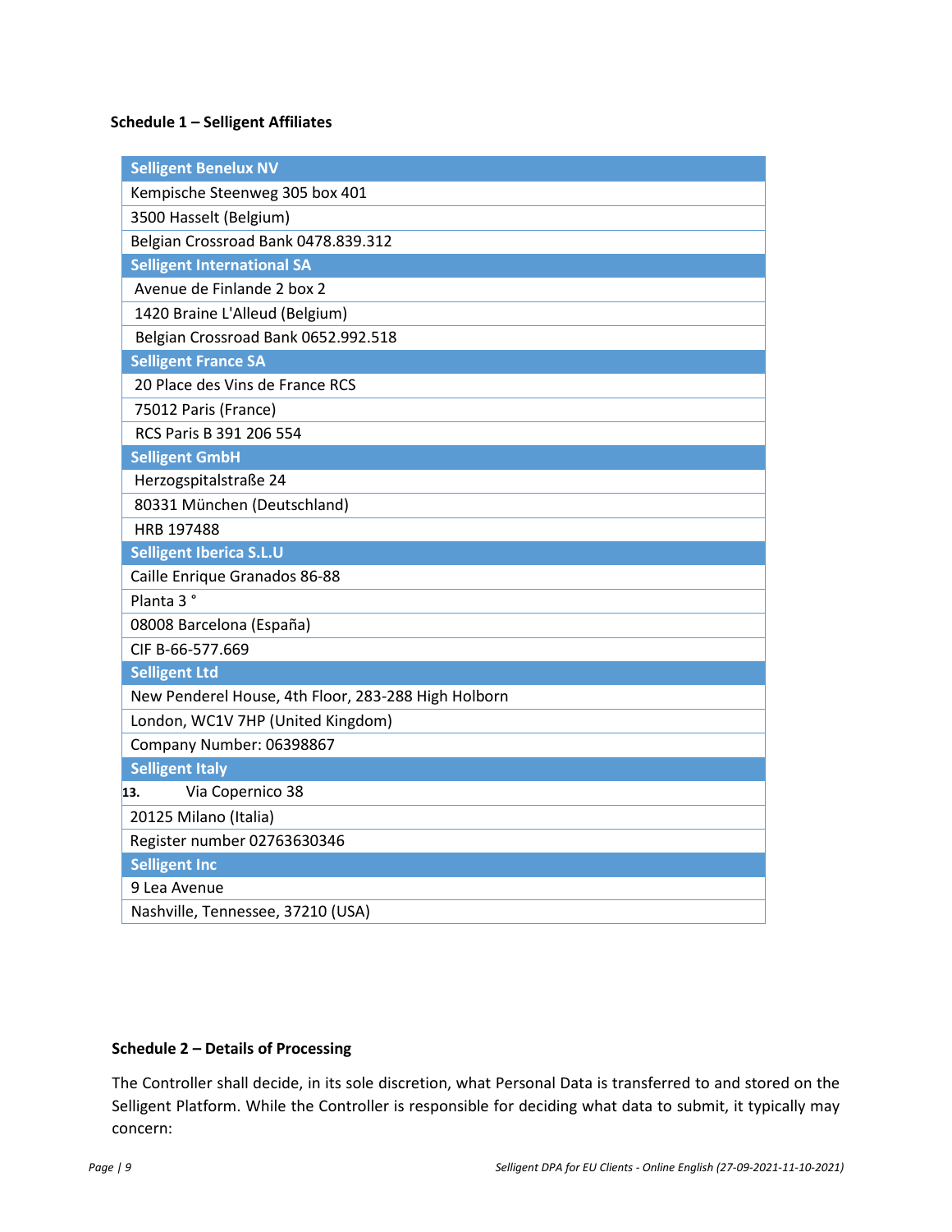**Schedule 1 – Selligent Affiliates**

| Selligent Benelux NV |
|---|
| Kempische Steenweg 305 box 401 |
| 3500 Hasselt (Belgium) |
| Belgian Crossroad Bank 0478.839.312 |
| **Selligent International SA** |
| Avenue de Finlande 2 box 2 |
| 1420 Braine L'Alleud (Belgium) |
| Belgian Crossroad Bank 0652.992.518 |
| **Selligent France SA** |
| 20 Place des Vins de France RCS |
| 75012 Paris (France) |
| RCS Paris B 391 206 554 |
| **Selligent GmbH** |
| Herzogspitalstraße 24 |
| 80331 München (Deutschland) |
| HRB 197488 |
| **Selligent Iberica S.L.U** |
| Caille Enrique Granados 86-88 |
| Planta 3 ° |
| 08008 Barcelona (España) |
| CIF B-66-577.669 |
| **Selligent Ltd** |
| New Penderel House, 4th Floor, 283-288 High Holborn |
| London, WC1V 7HP (United Kingdom) |
| Company Number: 06398867 |
| **Selligent Italy** |
| 13. Via Copernico 38 |
| 20125 Milano (Italia) |
| Register number 02763630346 |
| **Selligent Inc** |
| 9 Lea Avenue |
| Nashville, Tennessee, 37210 (USA) |

**Schedule 2 – Details of Processing**

The Controller shall decide, in its sole discretion, what Personal Data is transferred to and stored on the Selligent Platform. While the Controller is responsible for deciding what data to submit, it typically may concern: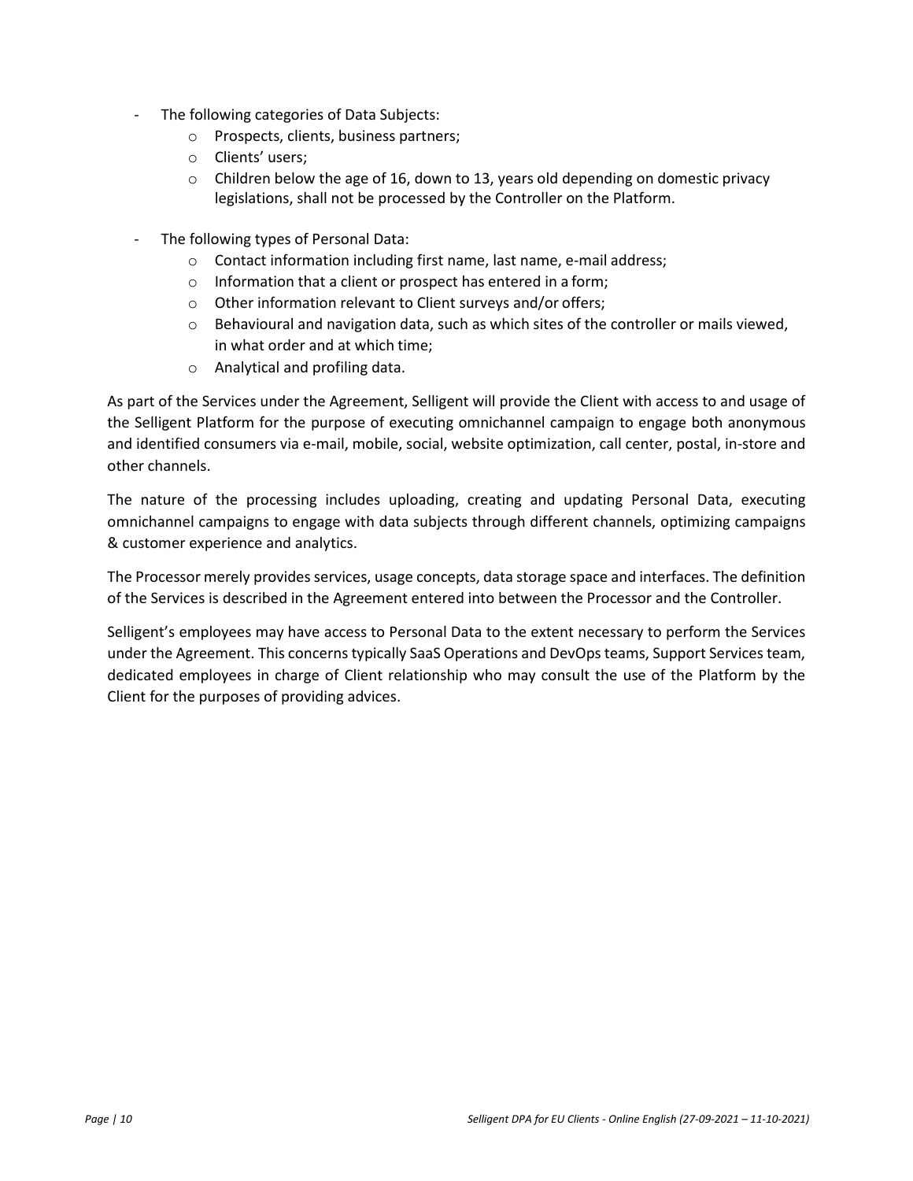- The following categories of Data Subjects:
    - Prospects, clients, business partners;
    - Clients' users;
    - Children below the age of 16, down to 13, years old depending on domestic privacy legislations, shall not be processed by the Controller on the Platform.
- The following types of Personal Data:
    - Contact information including first name, last name, e-mail address;
    - Information that a client or prospect has entered in a form;
    - Other information relevant to Client surveys and/or offers;
    - Behavioural and navigation data, such as which sites of the controller or mails viewed, in what order and at which time;
    - Analytical and profiling data.

As part of the Services under the Agreement, Selligent will provide the Client with access to and usage of the Selligent Platform for the purpose of executing omnichannel campaign to engage both anonymous and identified consumers via e-mail, mobile, social, website optimization, call center, postal, in-store and other channels.

The nature of the processing includes uploading, creating and updating Personal Data, executing omnichannel campaigns to engage with data subjects through different channels, optimizing campaigns & customer experience and analytics.

The Processor merely provides services, usage concepts, data storage space and interfaces. The definition of the Services is described in the Agreement entered into between the Processor and the Controller.

Selligent's employees may have access to Personal Data to the extent necessary to perform the Services under the Agreement. This concerns typically SaaS Operations and DevOps teams, Support Services team, dedicated employees in charge of Client relationship who may consult the use of the Platform by the Client for the purposes of providing advices.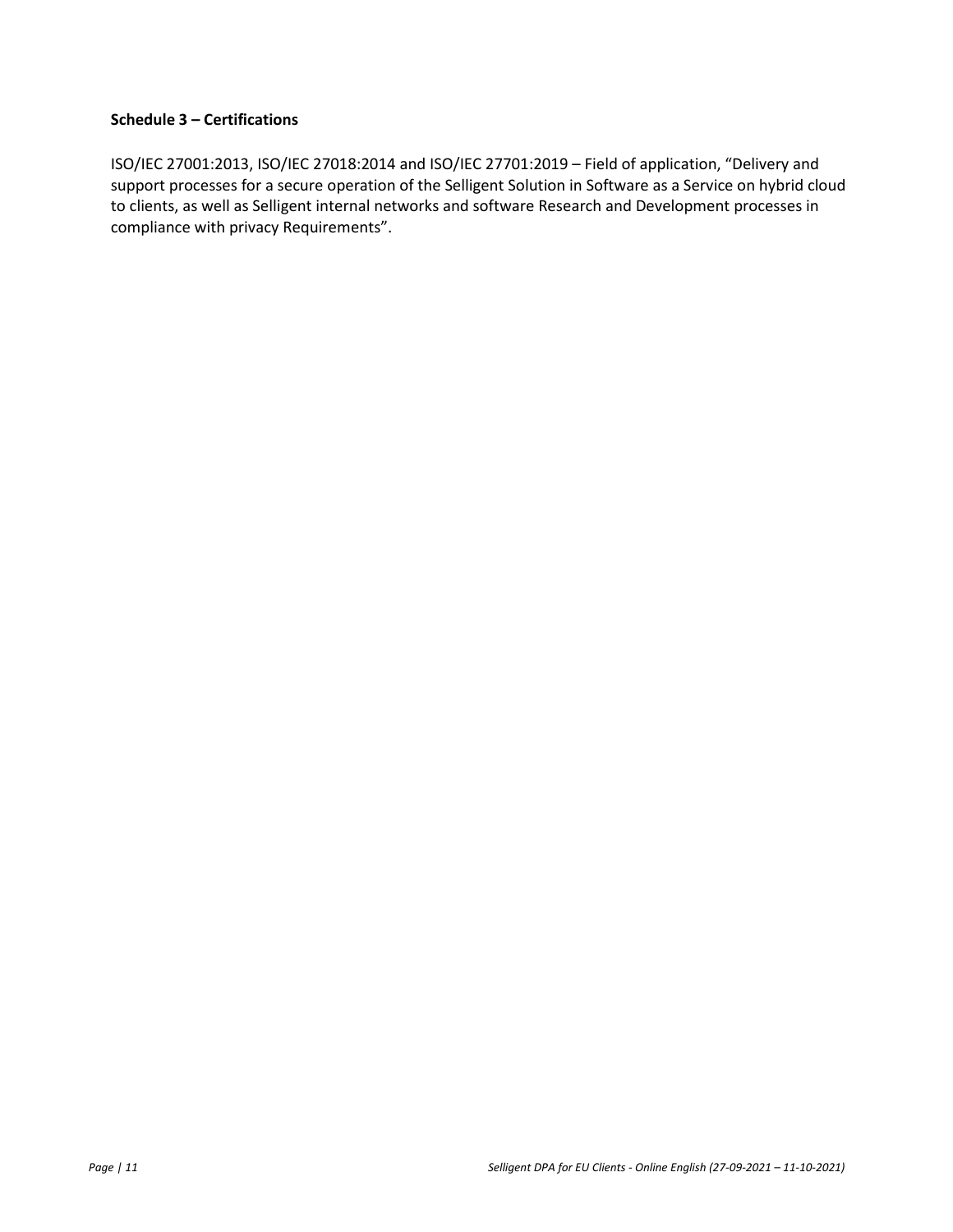**Schedule 3 – Certifications**

ISO/IEC 27001:2013, ISO/IEC 27018:2014 and ISO/IEC 27701:2019 – Field of application, "Delivery and support processes for a secure operation of the Selligent Solution in Software as a Service on hybrid cloud to clients, as well as Selligent internal networks and software Research and Development processes in compliance with privacy Requirements".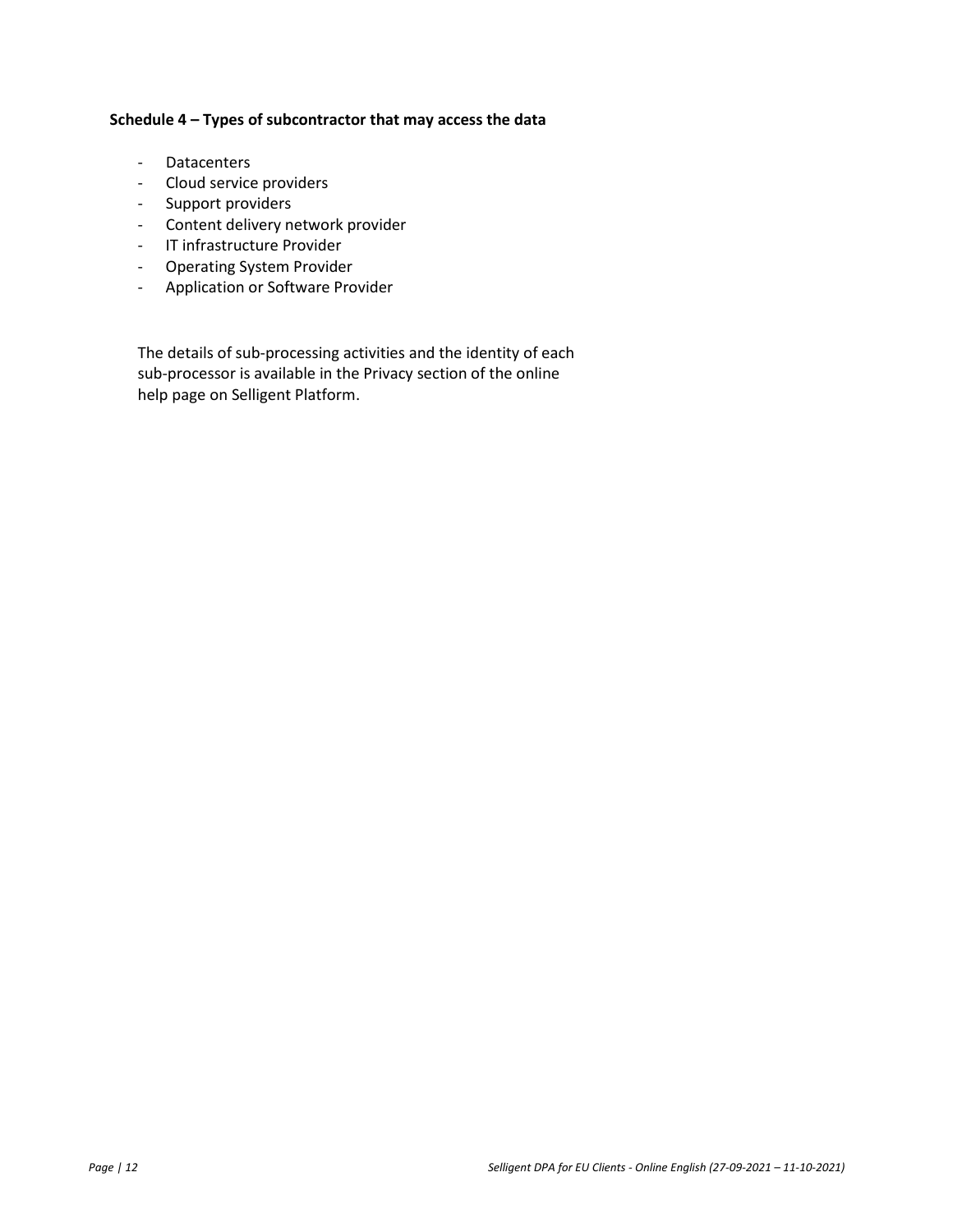**Schedule 4 – Types of subcontractor that may access the data**

- Datacenters
- Cloud service providers
- Support providers
- Content delivery network provider
- IT infrastructure Provider
- Operating System Provider
- Application or Software Provider

The details of sub-processing activities and the identity of each sub-processor is available in the Privacy section of the online help page on Selligent Platform.